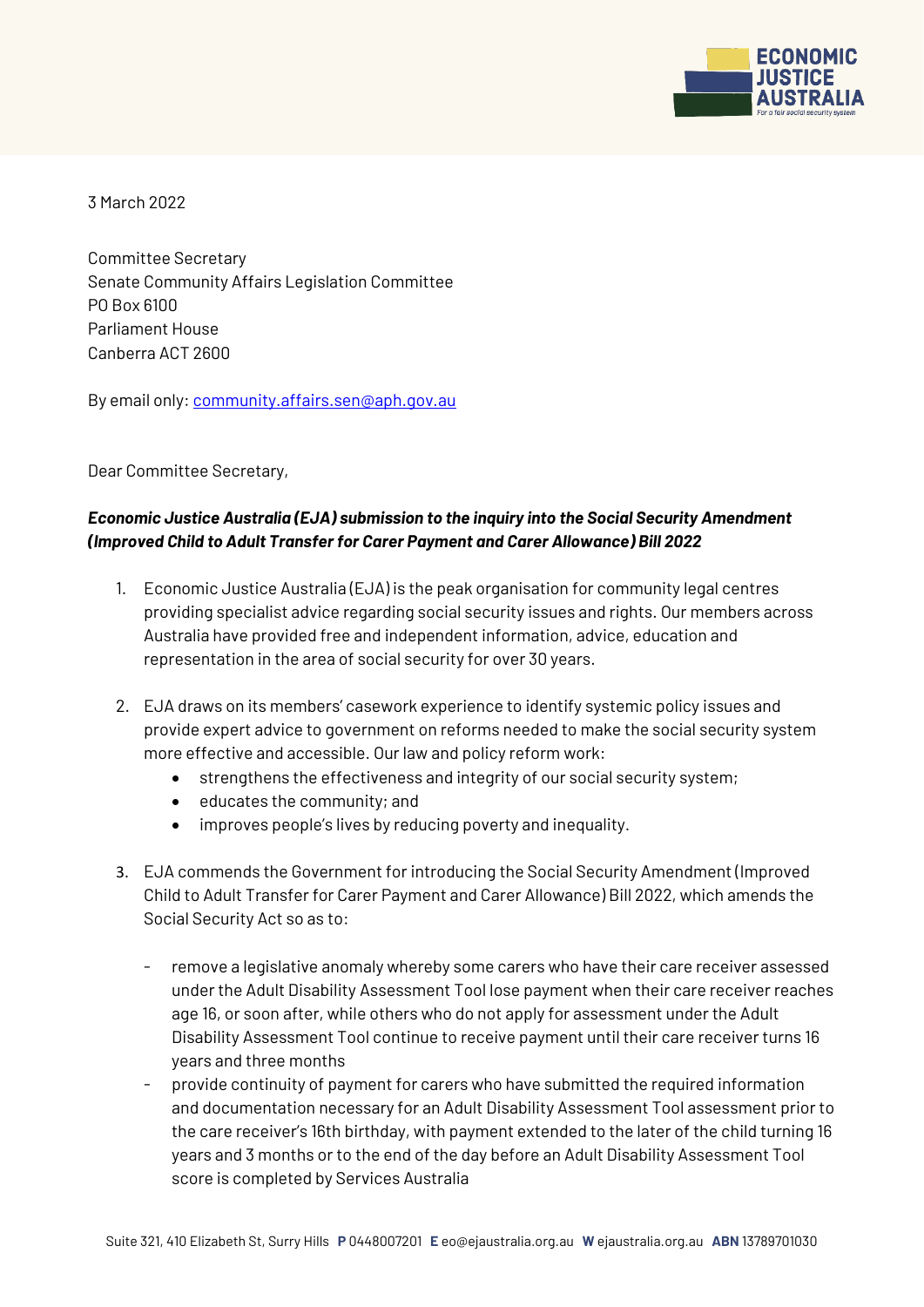3 March 2022

Committee Secretary
Senate Community Affairs Legislation Committee
PO Box 6100
Parliament House
Canberra ACT 2600

By email only: community.affairs.sen@aph.gov.au

Dear Committee Secretary,

***Economic Justice Australia (EJA) submission to the inquiry into the Social Security Amendment (Improved Child to Adult Transfer for Carer Payment and Carer Allowance) Bill 2022***

1. Economic Justice Australia (EJA) is the peak organisation for community legal centres providing specialist advice regarding social security issues and rights. Our members across Australia have provided free and independent information, advice, education and representation in the area of social security for over 30 years.

2. EJA draws on its members' casework experience to identify systemic policy issues and provide expert advice to government on reforms needed to make the social security system more effective and accessible. Our law and policy reform work:
   - strengthens the effectiveness and integrity of our social security system;
   - educates the community; and
   - improves people's lives by reducing poverty and inequality.

3. EJA commends the Government for introducing the Social Security Amendment (Improved Child to Adult Transfer for Carer Payment and Carer Allowance) Bill 2022, which amends the Social Security Act so as to:

   - remove a legislative anomaly whereby some carers who have their care receiver assessed under the Adult Disability Assessment Tool lose payment when their care receiver reaches age 16, or soon after, while others who do not apply for assessment under the Adult Disability Assessment Tool continue to receive payment until their care receiver turns 16 years and three months
   - provide continuity of payment for carers who have submitted the required information and documentation necessary for an Adult Disability Assessment Tool assessment prior to the care receiver's 16th birthday, with payment extended to the later of the child turning 16 years and 3 months or to the end of the day before an Adult Disability Assessment Tool score is completed by Services Australia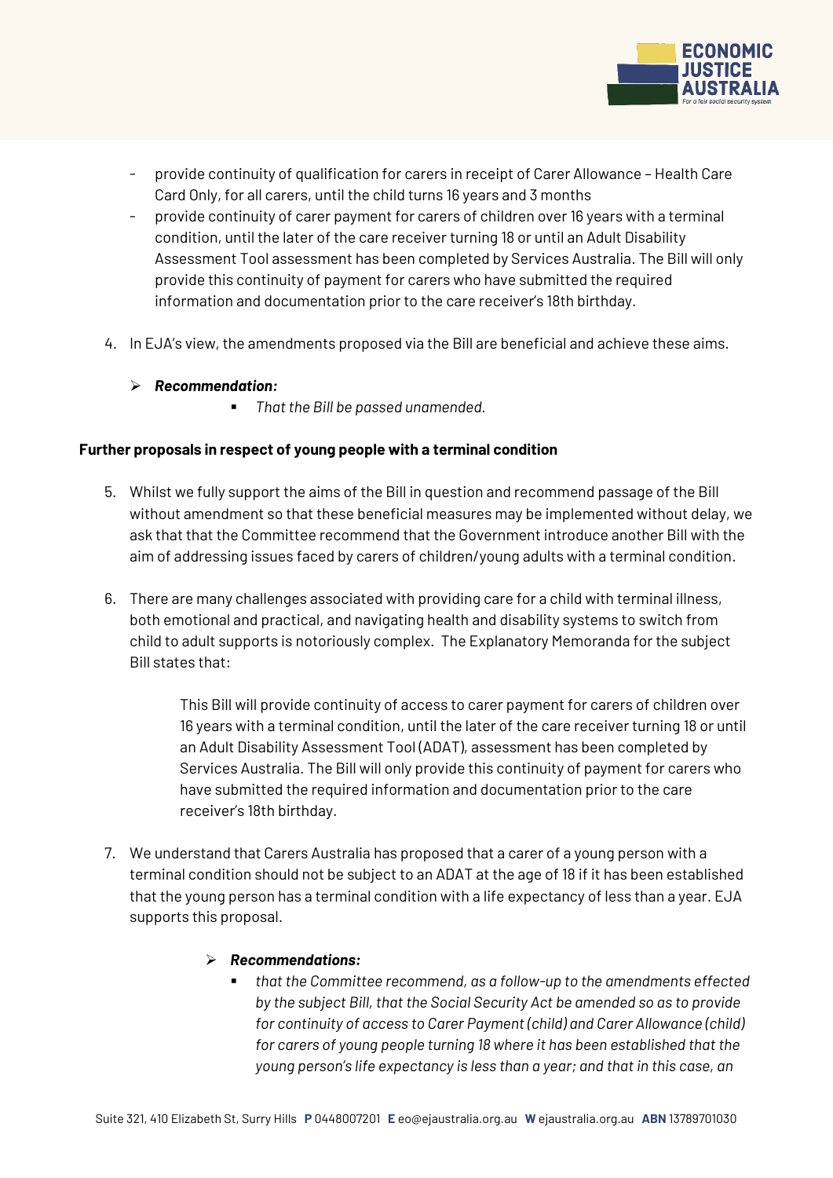- provide continuity of qualification for carers in receipt of Carer Allowance – Health Care Card Only, for all carers, until the child turns 16 years and 3 months
- provide continuity of carer payment for carers of children over 16 years with a terminal condition, until the later of the care receiver turning 18 or until an Adult Disability Assessment Tool assessment has been completed by Services Australia. The Bill will only provide this continuity of payment for carers who have submitted the required information and documentation prior to the care receiver's 18th birthday.

4. In EJA's view, the amendments proposed via the Bill are beneficial and achieve these aims.

> ***Recommendation:***
> - *That the Bill be passed unamended.*

**Further proposals in respect of young people with a terminal condition**

5. Whilst we fully support the aims of the Bill in question and recommend passage of the Bill without amendment so that these beneficial measures may be implemented without delay, we ask that that the Committee recommend that the Government introduce another Bill with the aim of addressing issues faced by carers of children/young adults with a terminal condition.

6. There are many challenges associated with providing care for a child with terminal illness, both emotional and practical, and navigating health and disability systems to switch from child to adult supports is notoriously complex. The Explanatory Memoranda for the subject Bill states that:

   > This Bill will provide continuity of access to carer payment for carers of children over 16 years with a terminal condition, until the later of the care receiver turning 18 or until an Adult Disability Assessment Tool (ADAT), assessment has been completed by Services Australia. The Bill will only provide this continuity of payment for carers who have submitted the required information and documentation prior to the care receiver's 18th birthday.

7. We understand that Carers Australia has proposed that a carer of a young person with a terminal condition should not be subject to an ADAT at the age of 18 if it has been established that the young person has a terminal condition with a life expectancy of less than a year. EJA supports this proposal.

> ***Recommendations:***
> - *that the Committee recommend, as a follow-up to the amendments effected by the subject Bill, that the Social Security Act be amended so as to provide for continuity of access to Carer Payment (child) and Carer Allowance (child) for carers of young people turning 18 where it has been established that the young person's life expectancy is less than a year; and that in this case, an*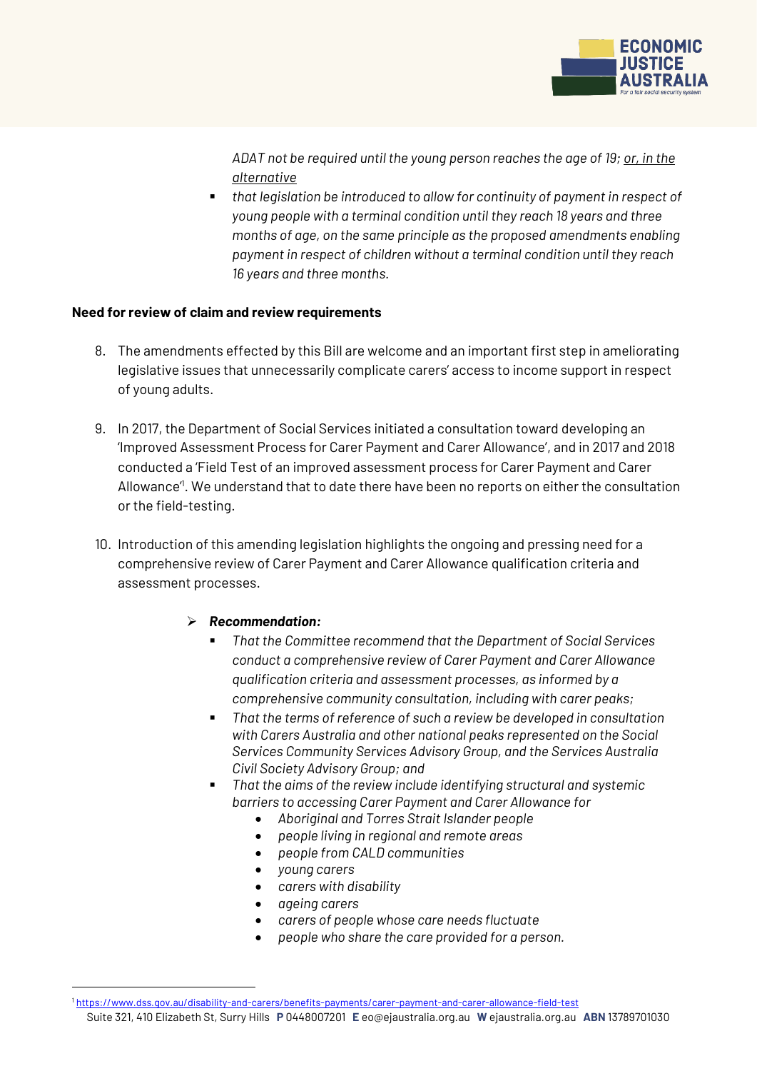*ADAT not be required until the young person reaches the age of 19; <u>or, in the alternative</u>*

- *that legislation be introduced to allow for continuity of payment in respect of young people with a terminal condition until they reach 18 years and three months of age, on the same principle as the proposed amendments enabling payment in respect of children without a terminal condition until they reach 16 years and three months.*

**Need for review of claim and review requirements**

8. The amendments effected by this Bill are welcome and an important first step in ameliorating legislative issues that unnecessarily complicate carers' access to income support in respect of young adults.

9. In 2017, the Department of Social Services initiated a consultation toward developing an 'Improved Assessment Process for Carer Payment and Carer Allowance', and in 2017 and 2018 conducted a 'Field Test of an improved assessment process for Carer Payment and Carer Allowance'[1]. We understand that to date there have been no reports on either the consultation or the field-testing.

10. Introduction of this amending legislation highlights the ongoing and pressing need for a comprehensive review of Carer Payment and Carer Allowance qualification criteria and assessment processes.

- ***Recommendation:***
  - *That the Committee recommend that the Department of Social Services conduct a comprehensive review of Carer Payment and Carer Allowance qualification criteria and assessment processes, as informed by a comprehensive community consultation, including with carer peaks;*
  - *That the terms of reference of such a review be developed in consultation with Carers Australia and other national peaks represented on the Social Services Community Services Advisory Group, and the Services Australia Civil Society Advisory Group; and*
  - *That the aims of the review include identifying structural and systemic barriers to accessing Carer Payment and Carer Allowance for*
    - *Aboriginal and Torres Strait Islander people*
    - *people living in regional and remote areas*
    - *people from CALD communities*
    - *young carers*
    - *carers with disability*
    - *ageing carers*
    - *carers of people whose care needs fluctuate*
    - *people who share the care provided for a person.*

[1] https://www.dss.gov.au/disability-and-carers/benefits-payments/carer-payment-and-carer-allowance-field-test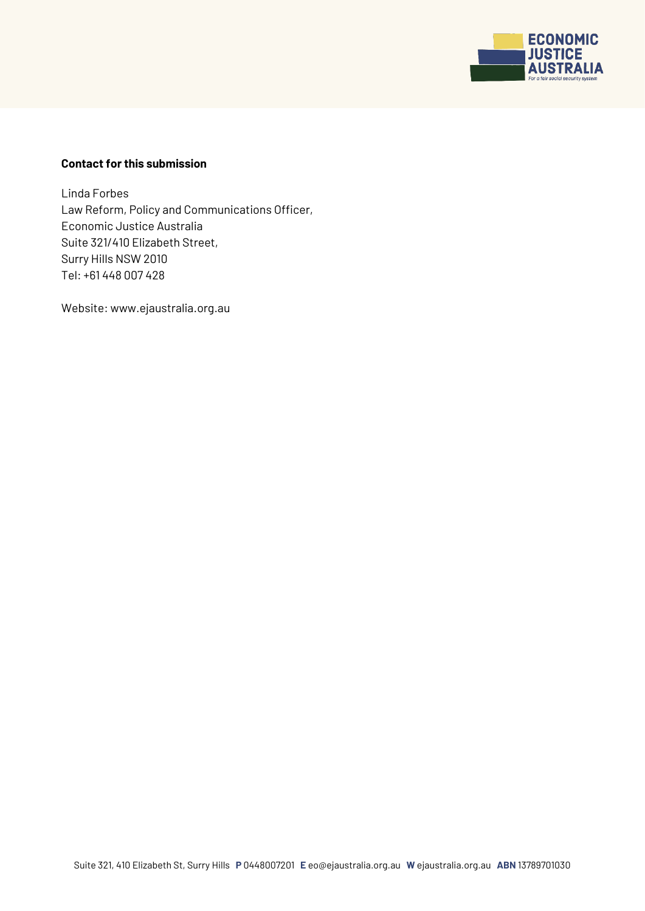**Contact for this submission**

Linda Forbes
Law Reform, Policy and Communications Officer,
Economic Justice Australia
Suite 321/410 Elizabeth Street,
Surry Hills NSW 2010
Tel: +61 448 007 428

Website: www.ejaustralia.org.au